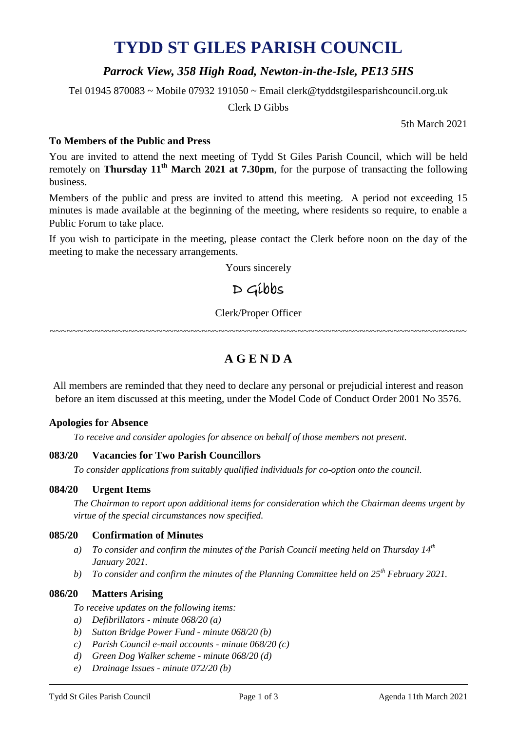# TYDD ST GILES PARISH COUNCIL

## *Parrock View, 358 High Road, Newton-in-the-Isle, PE13 5HS*

Tel 01945 870083 ~ Mobile 07932 191050 ~ Email clerk@tyddstgilesparishcouncil.org.uk

Clerk D Gibbs

5th March 2021

**To Members of the Public and Press**

You are invited to attend the next meeting of Tydd St Giles Parish Council, which will be held remotely on **Thursday 11th March 2021 at 7.30pm**, for the purpose of transacting the following business.

Members of the public and press are invited to attend this meeting. A period not exceeding 15 minutes is made available at the beginning of the meeting, where residents so require, to enable a Public Forum to take place.

If you wish to participate in the meeting, please contact the Clerk before noon on the day of the meeting to make the necessary arrangements.

Yours sincerely

D Gibbs

Clerk/Proper Officer

~~~~~~~~~~~~~~~~~~~~~~~~~~~~~~~~~~~~~~~~~~~~~~~~~~~~~~~~~~~~~~~~~~~~~~~~~~~~~~~~

## A G E N D A

All members are reminded that they need to declare any personal or prejudicial interest and reason before an item discussed at this meeting, under the Model Code of Conduct Order 2001 No 3576.

### Apologies for Absence

*To receive and consider apologies for absence on behalf of those members not present.*

### 083/20 Vacancies for Two Parish Councillors

*To consider applications from suitably qualified individuals for co-option onto the council.*

### 084/20 Urgent Items

*The Chairman to report upon additional items for consideration which the Chairman deems urgent by virtue of the special circumstances now specified.*

### 085/20 Confirmation of Minutes

a) *To consider and confirm the minutes of the Parish Council meeting held on Thursday 14th January 2021.*
b) *To consider and confirm the minutes of the Planning Committee held on 25th February 2021.*

### 086/20 Matters Arising

*To receive updates on the following items:*

a) *Defibrillators - minute 068/20 (a)*
b) *Sutton Bridge Power Fund - minute 068/20 (b)*
c) *Parish Council e-mail accounts - minute 068/20 (c)*
d) *Green Dog Walker scheme - minute 068/20 (d)*
e) *Drainage Issues - minute 072/20 (b)*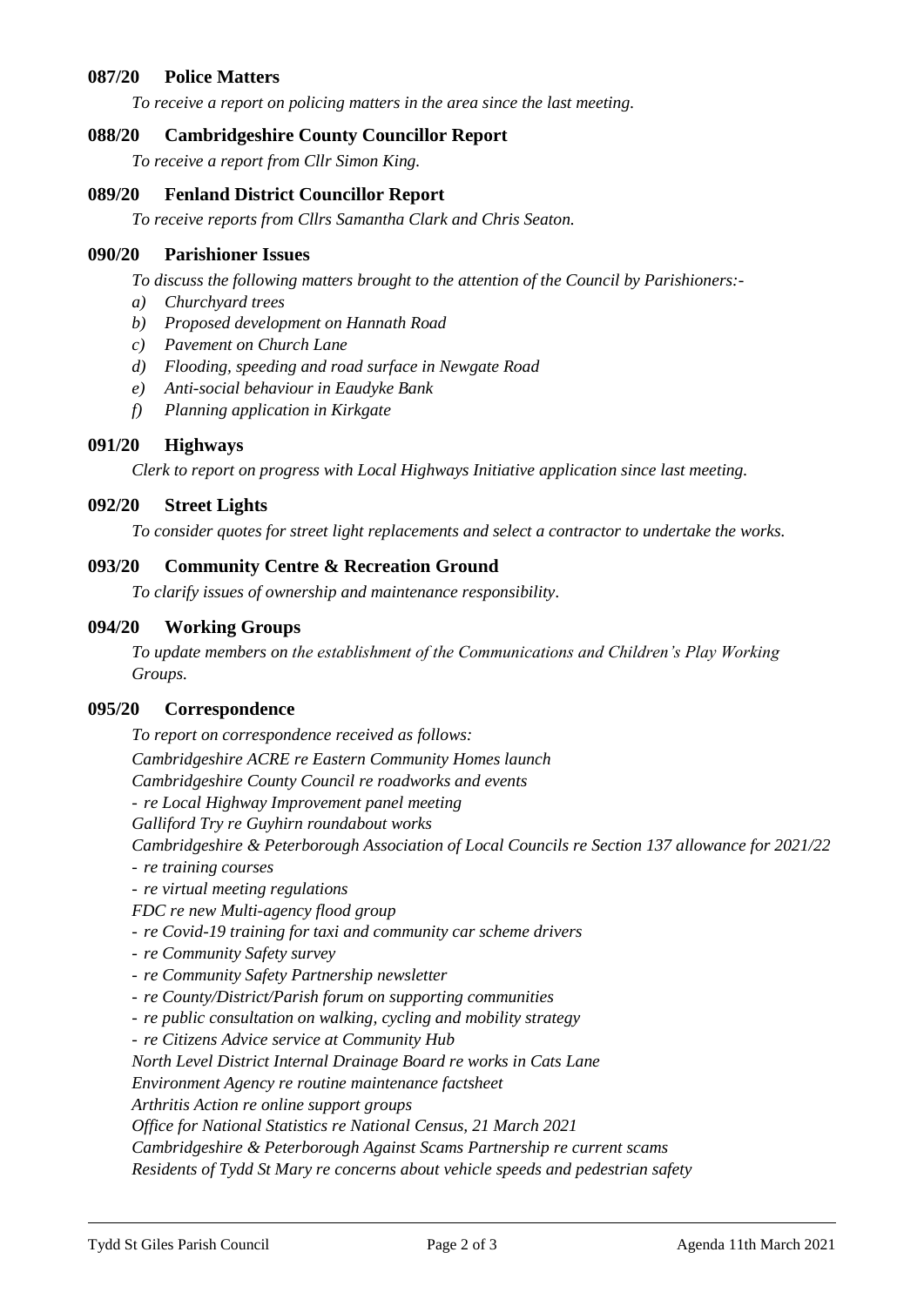### 087/20 Police Matters

*To receive a report on policing matters in the area since the last meeting.*

### 088/20 Cambridgeshire County Councillor Report

*To receive a report from Cllr Simon King.*

### 089/20 Fenland District Councillor Report

*To receive reports from Cllrs Samantha Clark and Chris Seaton.*

### 090/20 Parishioner Issues

*To discuss the following matters brought to the attention of the Council by Parishioners:-*

- *a) Churchyard trees*
- *b) Proposed development on Hannath Road*
- *c) Pavement on Church Lane*
- *d) Flooding, speeding and road surface in Newgate Road*
- *e) Anti-social behaviour in Eaudyke Bank*
- *f) Planning application in Kirkgate*

### 091/20 Highways

*Clerk to report on progress with Local Highways Initiative application since last meeting.*

### 092/20 Street Lights

*To consider quotes for street light replacements and select a contractor to undertake the works.*

### 093/20 Community Centre & Recreation Ground

*To clarify issues of ownership and maintenance responsibility.*

### 094/20 Working Groups

*To update members on the establishment of the Communications and Children's Play Working Groups.*

### 095/20 Correspondence

*To report on correspondence received as follows:*

*Cambridgeshire ACRE re Eastern Community Homes launch*
*Cambridgeshire County Council re roadworks and events*
*- re Local Highway Improvement panel meeting*
*Galliford Try re Guyhirn roundabout works*
*Cambridgeshire & Peterborough Association of Local Councils re Section 137 allowance for 2021/22*
*- re training courses*
*- re virtual meeting regulations*
*FDC re new Multi-agency flood group*
*- re Covid-19 training for taxi and community car scheme drivers*
*- re Community Safety survey*
*- re Community Safety Partnership newsletter*
*- re County/District/Parish forum on supporting communities*
*- re public consultation on walking, cycling and mobility strategy*
*- re Citizens Advice service at Community Hub*
*North Level District Internal Drainage Board re works in Cats Lane*
*Environment Agency re routine maintenance factsheet*
*Arthritis Action re online support groups*
*Office for National Statistics re National Census, 21 March 2021*
*Cambridgeshire & Peterborough Against Scams Partnership re current scams*
*Residents of Tydd St Mary re concerns about vehicle speeds and pedestrian safety*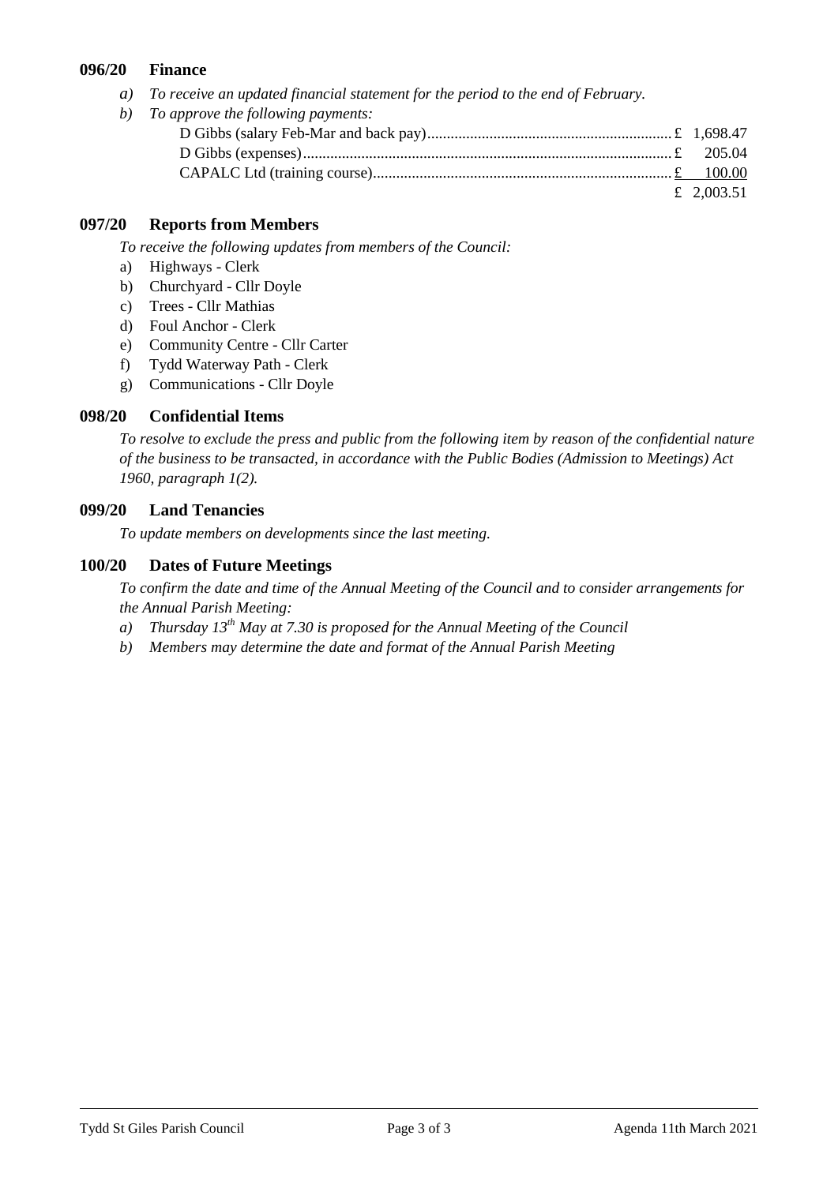## 096/20 Finance

*a) To receive an updated financial statement for the period to the end of February.*

*b) To approve the following payments:*

| | |
|---|---|
| D Gibbs (salary Feb-Mar and back pay) | £ 1,698.47 |
| D Gibbs (expenses) | £ 205.04 |
| CAPALC Ltd (training course) | £ 100.00 |
| | £ 2,003.51 |

## 097/20 Reports from Members

*To receive the following updates from members of the Council:*

a) Highways - Clerk
b) Churchyard - Cllr Doyle
c) Trees - Cllr Mathias
d) Foul Anchor - Clerk
e) Community Centre - Cllr Carter
f) Tydd Waterway Path - Clerk
g) Communications - Cllr Doyle

## 098/20 Confidential Items

*To resolve to exclude the press and public from the following item by reason of the confidential nature of the business to be transacted, in accordance with the Public Bodies (Admission to Meetings) Act 1960, paragraph 1(2).*

## 099/20 Land Tenancies

*To update members on developments since the last meeting.*

## 100/20 Dates of Future Meetings

*To confirm the date and time of the Annual Meeting of the Council and to consider arrangements for the Annual Parish Meeting:*

*a) Thursday 13th May at 7.30 is proposed for the Annual Meeting of the Council*

*b) Members may determine the date and format of the Annual Parish Meeting*